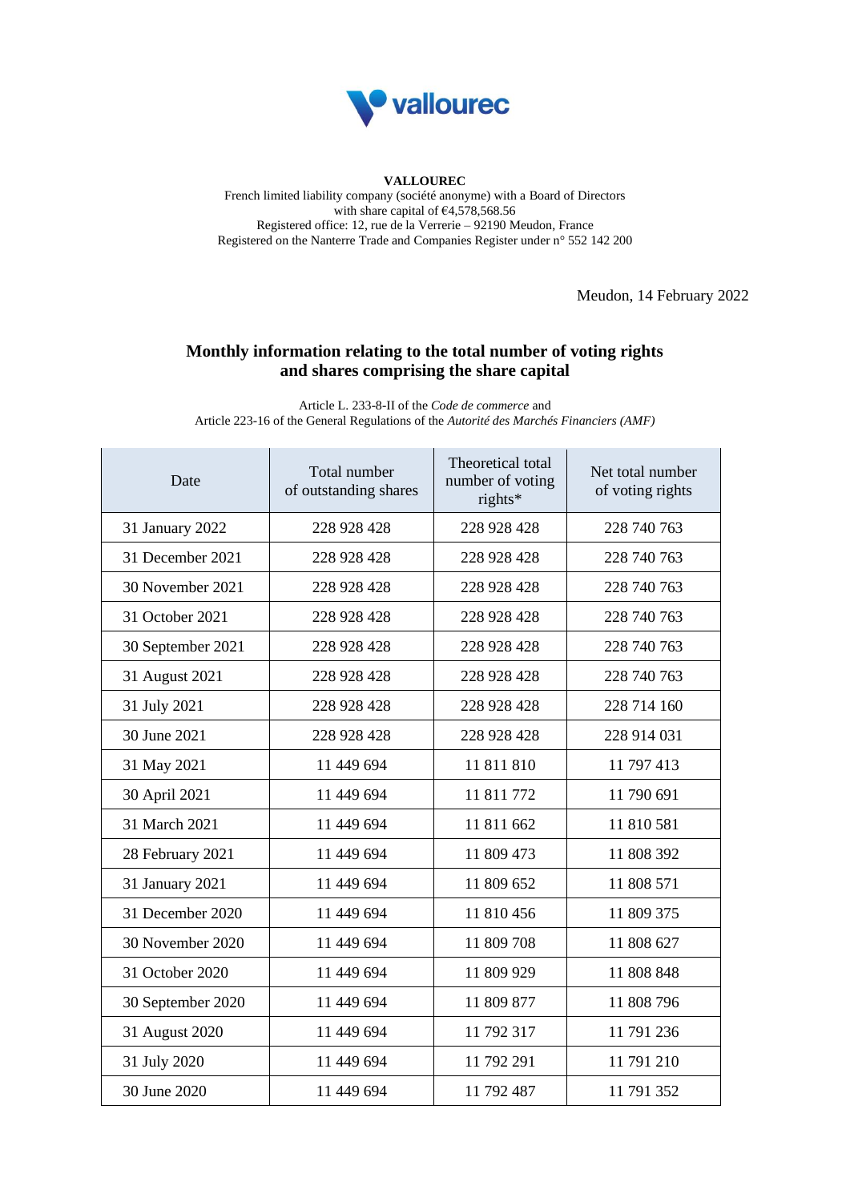**VALLOUREC**
French limited liability company (société anonyme) with a Board of Directors
with share capital of €4,578,568.56
Registered office: 12, rue de la Verrerie – 92190 Meudon, France
Registered on the Nanterre Trade and Companies Register under n° 552 142 200

Meudon, 14 February 2022

## Monthly information relating to the total number of voting rights and shares comprising the share capital

Article L. 233-8-II of the *Code de commerce* and
Article 223-16 of the General Regulations of the *Autorité des Marchés Financiers (AMF)*

| Date | Total number of outstanding shares | Theoretical total number of voting rights* | Net total number of voting rights |
|---|---|---|---|
| 31 January 2022 | 228 928 428 | 228 928 428 | 228 740 763 |
| 31 December 2021 | 228 928 428 | 228 928 428 | 228 740 763 |
| 30 November 2021 | 228 928 428 | 228 928 428 | 228 740 763 |
| 31 October 2021 | 228 928 428 | 228 928 428 | 228 740 763 |
| 30 September 2021 | 228 928 428 | 228 928 428 | 228 740 763 |
| 31 August 2021 | 228 928 428 | 228 928 428 | 228 740 763 |
| 31 July 2021 | 228 928 428 | 228 928 428 | 228 714 160 |
| 30 June 2021 | 228 928 428 | 228 928 428 | 228 914 031 |
| 31 May 2021 | 11 449 694 | 11 811 810 | 11 797 413 |
| 30 April 2021 | 11 449 694 | 11 811 772 | 11 790 691 |
| 31 March 2021 | 11 449 694 | 11 811 662 | 11 810 581 |
| 28 February 2021 | 11 449 694 | 11 809 473 | 11 808 392 |
| 31 January 2021 | 11 449 694 | 11 809 652 | 11 808 571 |
| 31 December 2020 | 11 449 694 | 11 810 456 | 11 809 375 |
| 30 November 2020 | 11 449 694 | 11 809 708 | 11 808 627 |
| 31 October 2020 | 11 449 694 | 11 809 929 | 11 808 848 |
| 30 September 2020 | 11 449 694 | 11 809 877 | 11 808 796 |
| 31 August 2020 | 11 449 694 | 11 792 317 | 11 791 236 |
| 31 July 2020 | 11 449 694 | 11 792 291 | 11 791 210 |
| 30 June 2020 | 11 449 694 | 11 792 487 | 11 791 352 |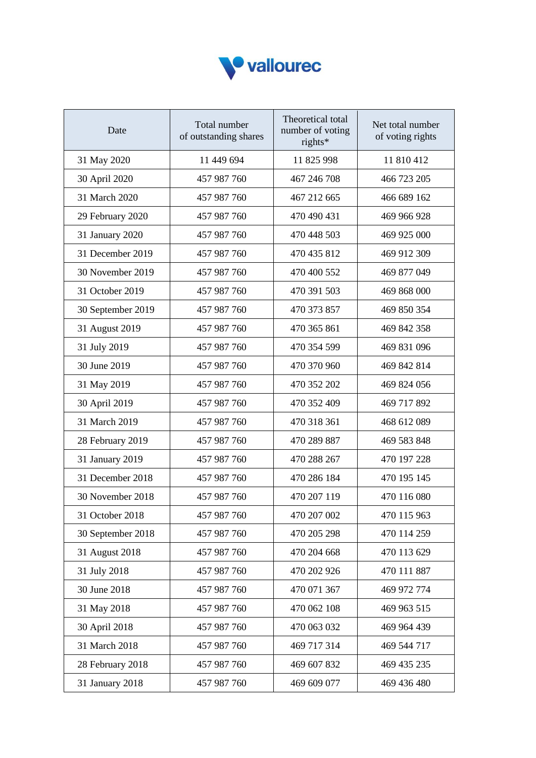| Date | Total number of outstanding shares | Theoretical total number of voting rights* | Net total number of voting rights |
|---|---|---|---|
| 31 May 2020 | 11 449 694 | 11 825 998 | 11 810 412 |
| 30 April 2020 | 457 987 760 | 467 246 708 | 466 723 205 |
| 31 March 2020 | 457 987 760 | 467 212 665 | 466 689 162 |
| 29 February 2020 | 457 987 760 | 470 490 431 | 469 966 928 |
| 31 January 2020 | 457 987 760 | 470 448 503 | 469 925 000 |
| 31 December 2019 | 457 987 760 | 470 435 812 | 469 912 309 |
| 30 November 2019 | 457 987 760 | 470 400 552 | 469 877 049 |
| 31 October 2019 | 457 987 760 | 470 391 503 | 469 868 000 |
| 30 September 2019 | 457 987 760 | 470 373 857 | 469 850 354 |
| 31 August 2019 | 457 987 760 | 470 365 861 | 469 842 358 |
| 31 July 2019 | 457 987 760 | 470 354 599 | 469 831 096 |
| 30 June 2019 | 457 987 760 | 470 370 960 | 469 842 814 |
| 31 May 2019 | 457 987 760 | 470 352 202 | 469 824 056 |
| 30 April 2019 | 457 987 760 | 470 352 409 | 469 717 892 |
| 31 March 2019 | 457 987 760 | 470 318 361 | 468 612 089 |
| 28 February 2019 | 457 987 760 | 470 289 887 | 469 583 848 |
| 31 January 2019 | 457 987 760 | 470 288 267 | 470 197 228 |
| 31 December 2018 | 457 987 760 | 470 286 184 | 470 195 145 |
| 30 November 2018 | 457 987 760 | 470 207 119 | 470 116 080 |
| 31 October 2018 | 457 987 760 | 470 207 002 | 470 115 963 |
| 30 September 2018 | 457 987 760 | 470 205 298 | 470 114 259 |
| 31 August 2018 | 457 987 760 | 470 204 668 | 470 113 629 |
| 31 July 2018 | 457 987 760 | 470 202 926 | 470 111 887 |
| 30 June 2018 | 457 987 760 | 470 071 367 | 469 972 774 |
| 31 May 2018 | 457 987 760 | 470 062 108 | 469 963 515 |
| 30 April 2018 | 457 987 760 | 470 063 032 | 469 964 439 |
| 31 March 2018 | 457 987 760 | 469 717 314 | 469 544 717 |
| 28 February 2018 | 457 987 760 | 469 607 832 | 469 435 235 |
| 31 January 2018 | 457 987 760 | 469 609 077 | 469 436 480 |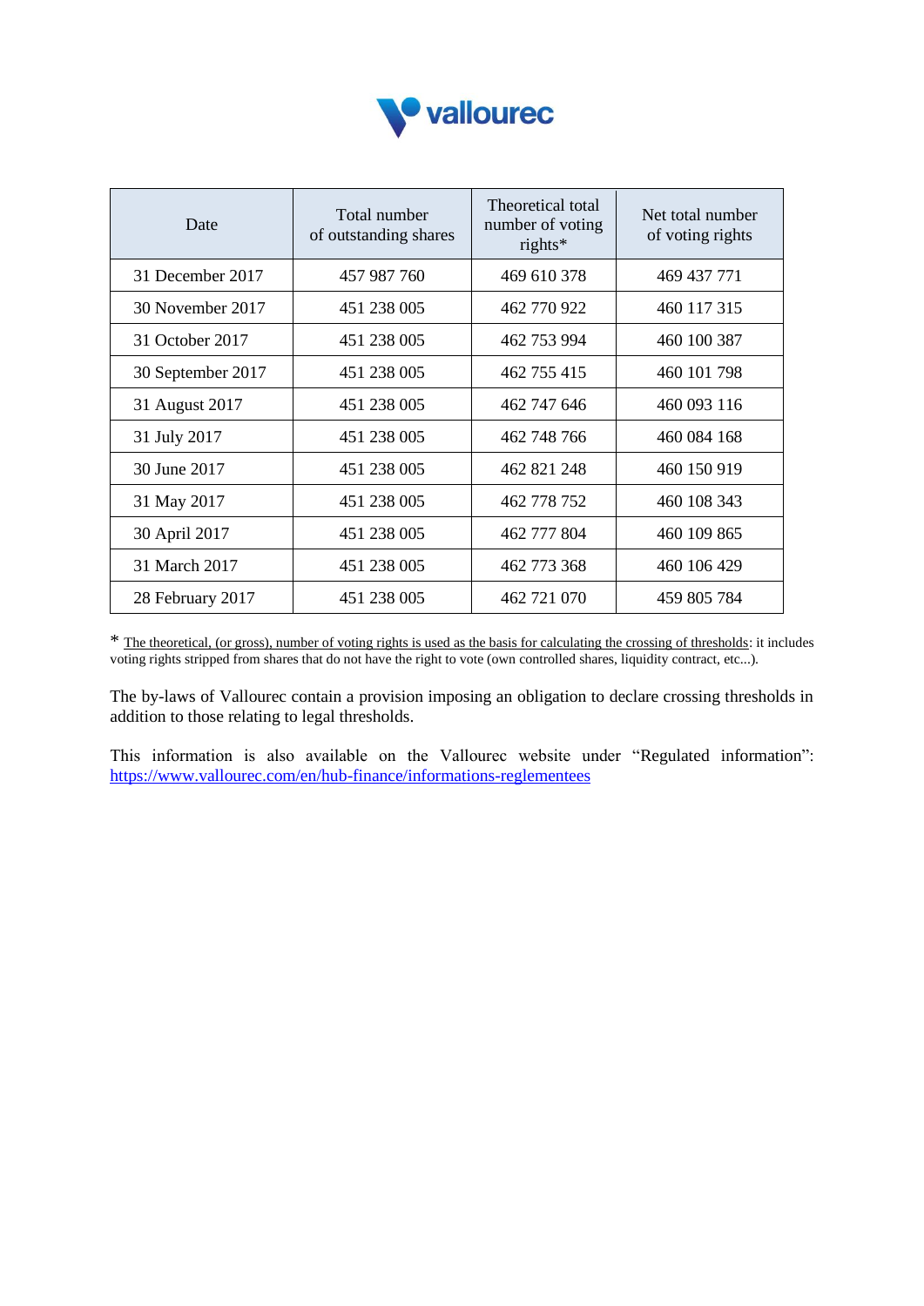| Date | Total number of outstanding shares | Theoretical total number of voting rights* | Net total number of voting rights |
|---|---|---|---|
| 31 December 2017 | 457 987 760 | 469 610 378 | 469 437 771 |
| 30 November 2017 | 451 238 005 | 462 770 922 | 460 117 315 |
| 31 October 2017 | 451 238 005 | 462 753 994 | 460 100 387 |
| 30 September 2017 | 451 238 005 | 462 755 415 | 460 101 798 |
| 31 August 2017 | 451 238 005 | 462 747 646 | 460 093 116 |
| 31 July 2017 | 451 238 005 | 462 748 766 | 460 084 168 |
| 30 June 2017 | 451 238 005 | 462 821 248 | 460 150 919 |
| 31 May 2017 | 451 238 005 | 462 778 752 | 460 108 343 |
| 30 April 2017 | 451 238 005 | 462 777 804 | 460 109 865 |
| 31 March 2017 | 451 238 005 | 462 773 368 | 460 106 429 |
| 28 February 2017 | 451 238 005 | 462 721 070 | 459 805 784 |

* The theoretical, (or gross), number of voting rights is used as the basis for calculating the crossing of thresholds: it includes voting rights stripped from shares that do not have the right to vote (own controlled shares, liquidity contract, etc...).

The by-laws of Vallourec contain a provision imposing an obligation to declare crossing thresholds in addition to those relating to legal thresholds.

This information is also available on the Vallourec website under "Regulated information": https://www.vallourec.com/en/hub-finance/informations-reglementees